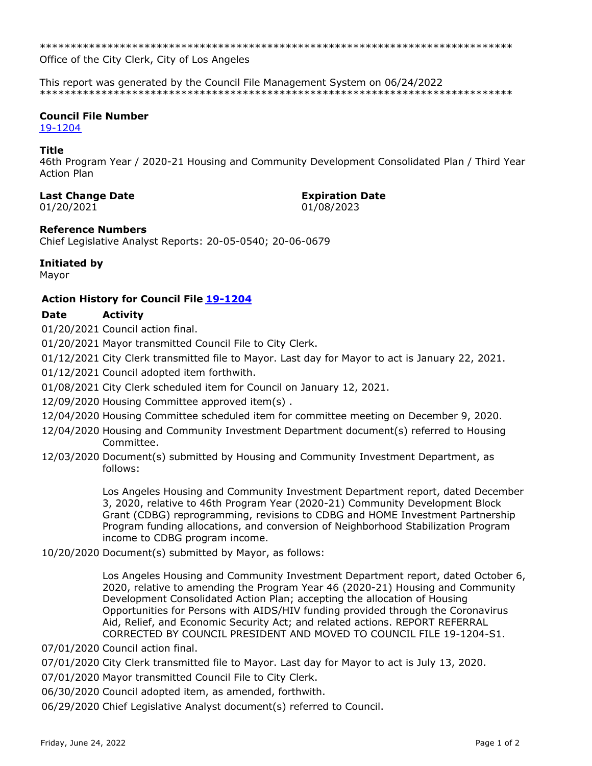\*\*\*\*\*\*\*\*\*\*\*\*\*\*\*\*\*\*\*\*\*\*\*\*\*\*\*\*\*\*\*\*\*\*\*\*\*\*\*\*\*\*\*\*\*\*\*\*\*\*\*\*\*\*\*\*\*\*\*\*\*\*\*\*\*\*\*\*\*\*\*\*\*\*\*\*\*\*

Office of the City Clerk, City of Los Angeles

This report was generated by the Council File Management System on 06/24/2022

\*\*\*\*\*\*\*\*\*\*\*\*\*\*\*\*\*\*\*\*\*\*\*\*\*\*\*\*\*\*\*\*\*\*\*\*\*\*\*\*\*\*\*\*\*\*\*\*\*\*\*\*\*\*\*\*\*\*\*\*\*\*\*\*\*\*\*\*\*\*\*\*\*\*\*\*\*\*

**Council File Number**
19-1204

**Title**
46th Program Year / 2020-21 Housing and Community Development Consolidated Plan / Third Year Action Plan

**Last Change Date**
01/20/2021

**Expiration Date**
01/08/2023

**Reference Numbers**
Chief Legislative Analyst Reports: 20-05-0540; 20-06-0679

**Initiated by**
Mayor

**Action History for Council File 19-1204**

| Date | Activity |
|---|---|
| 01/20/2021 | Council action final. |
| 01/20/2021 | Mayor transmitted Council File to City Clerk. |
| 01/12/2021 | City Clerk transmitted file to Mayor. Last day for Mayor to act is January 22, 2021. |
| 01/12/2021 | Council adopted item forthwith. |
| 01/08/2021 | City Clerk scheduled item for Council on January 12, 2021. |
| 12/09/2020 | Housing Committee approved item(s) . |
| 12/04/2020 | Housing Committee scheduled item for committee meeting on December 9, 2020. |
| 12/04/2020 | Housing and Community Investment Department document(s) referred to Housing Committee. |
| 12/03/2020 | Document(s) submitted by Housing and Community Investment Department, as follows:<br><br>Los Angeles Housing and Community Investment Department report, dated December 3, 2020, relative to 46th Program Year (2020-21) Community Development Block Grant (CDBG) reprogramming, revisions to CDBG and HOME Investment Partnership Program funding allocations, and conversion of Neighborhood Stabilization Program income to CDBG program income. |
| 10/20/2020 | Document(s) submitted by Mayor, as follows:<br><br>Los Angeles Housing and Community Investment Department report, dated October 6, 2020, relative to amending the Program Year 46 (2020-21) Housing and Community Development Consolidated Action Plan; accepting the allocation of Housing Opportunities for Persons with AIDS/HIV funding provided through the Coronavirus Aid, Relief, and Economic Security Act; and related actions. REPORT REFERRAL CORRECTED BY COUNCIL PRESIDENT AND MOVED TO COUNCIL FILE 19-1204-S1. |
| 07/01/2020 | Council action final. |
| 07/01/2020 | City Clerk transmitted file to Mayor. Last day for Mayor to act is July 13, 2020. |
| 07/01/2020 | Mayor transmitted Council File to City Clerk. |
| 06/30/2020 | Council adopted item, as amended, forthwith. |
| 06/29/2020 | Chief Legislative Analyst document(s) referred to Council. |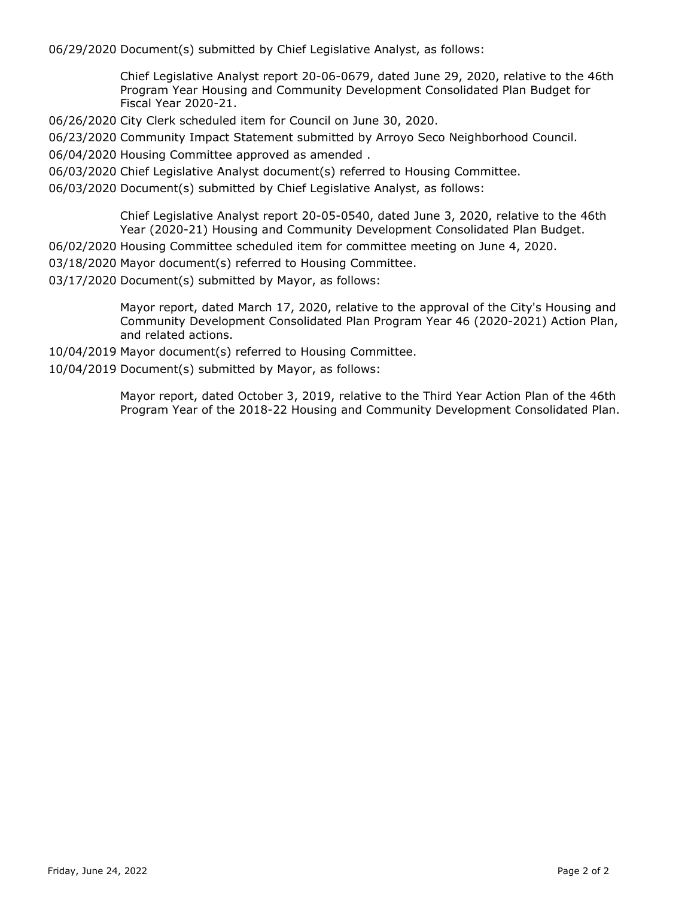06/29/2020 Document(s) submitted by Chief Legislative Analyst, as follows:

Chief Legislative Analyst report 20-06-0679, dated June 29, 2020, relative to the 46th Program Year Housing and Community Development Consolidated Plan Budget for Fiscal Year 2020-21.

06/26/2020 City Clerk scheduled item for Council on June 30, 2020.

06/23/2020 Community Impact Statement submitted by Arroyo Seco Neighborhood Council.

06/04/2020 Housing Committee approved as amended .

06/03/2020 Chief Legislative Analyst document(s) referred to Housing Committee.

06/03/2020 Document(s) submitted by Chief Legislative Analyst, as follows:

Chief Legislative Analyst report 20-05-0540, dated June 3, 2020, relative to the 46th Year (2020-21) Housing and Community Development Consolidated Plan Budget.

06/02/2020 Housing Committee scheduled item for committee meeting on June 4, 2020.

03/18/2020 Mayor document(s) referred to Housing Committee.

03/17/2020 Document(s) submitted by Mayor, as follows:

Mayor report, dated March 17, 2020, relative to the approval of the City's Housing and Community Development Consolidated Plan Program Year 46 (2020-2021) Action Plan, and related actions.

10/04/2019 Mayor document(s) referred to Housing Committee.

10/04/2019 Document(s) submitted by Mayor, as follows:

Mayor report, dated October 3, 2019, relative to the Third Year Action Plan of the 46th Program Year of the 2018-22 Housing and Community Development Consolidated Plan.